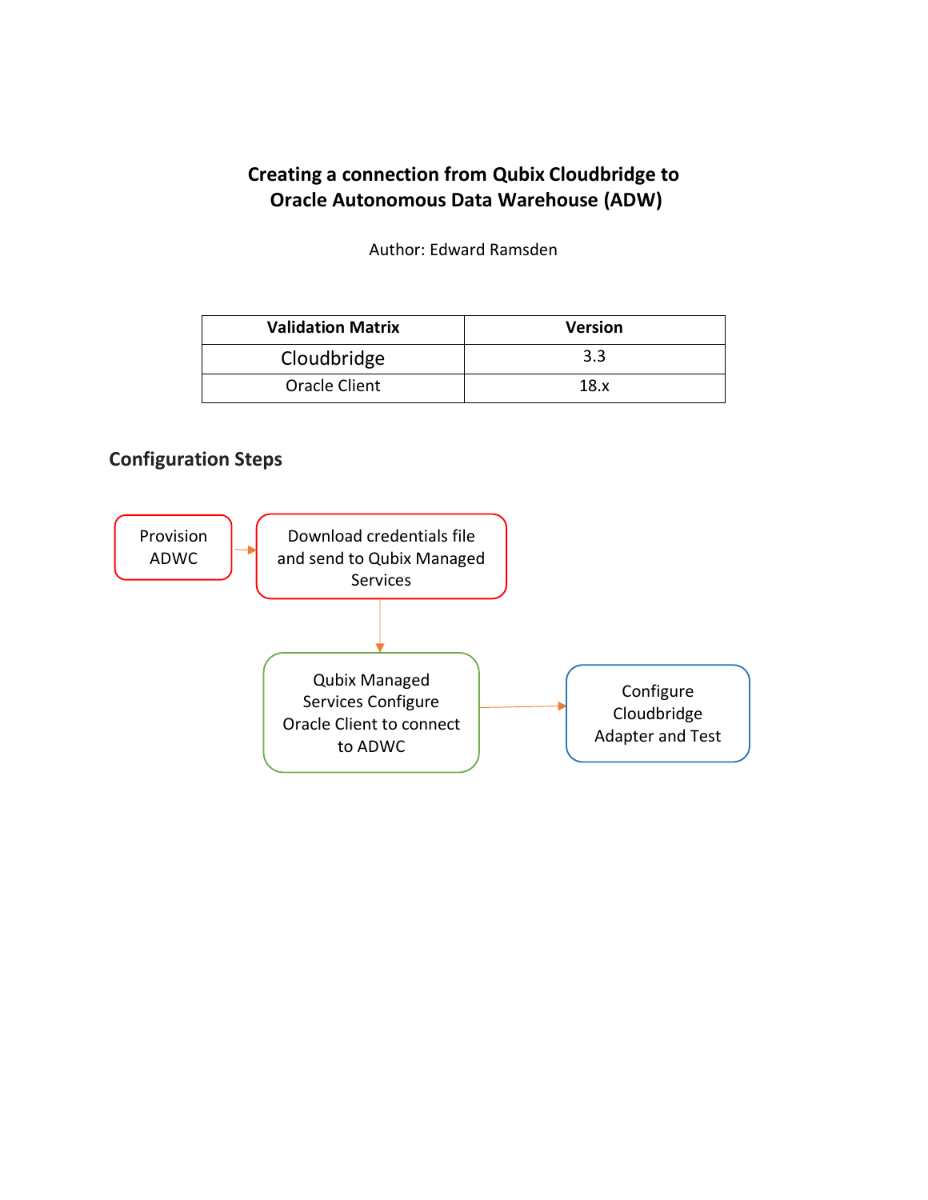# Creating a connection from Qubix Cloudbridge to Oracle Autonomous Data Warehouse (ADW)

Author: Edward Ramsden

| Validation Matrix | Version |
| --- | --- |
| Cloudbridge | 3.3 |
| Oracle Client | 18.x |

## Configuration Steps

Provision ADWC → Download credentials file and send to Qubix Managed Services → Qubix Managed Services Configure Oracle Client to connect to ADWC → Configure Cloudbridge Adapter and Test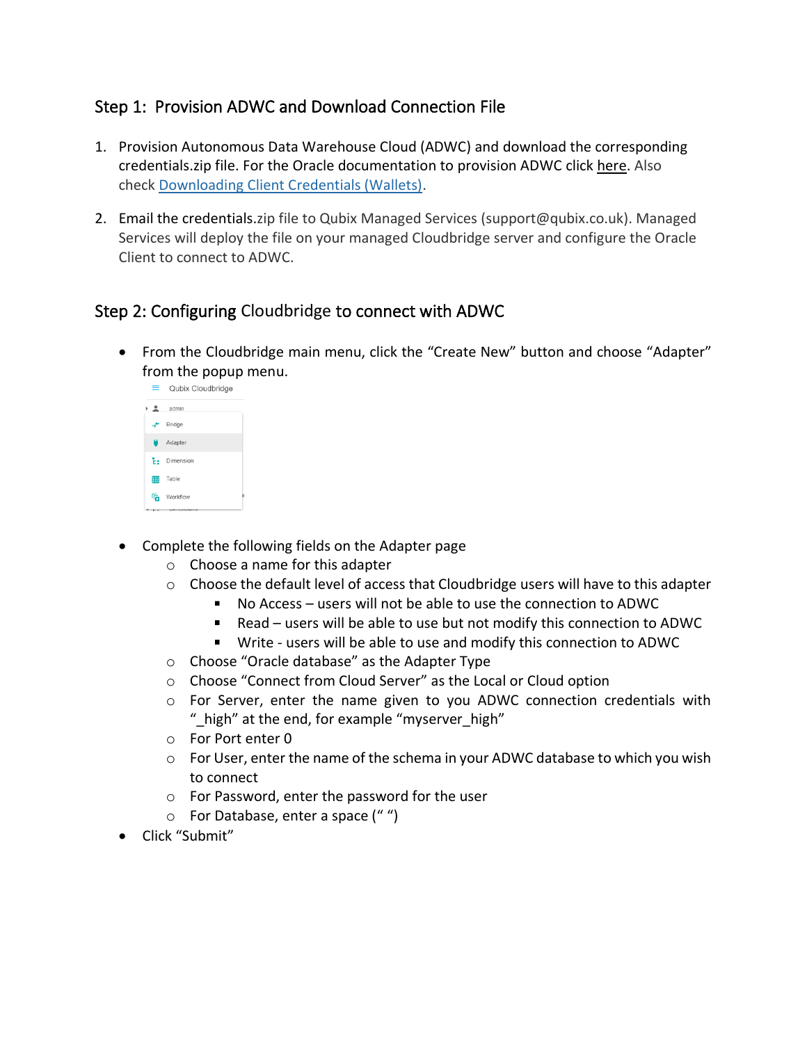## Step 1: Provision ADWC and Download Connection File

1. Provision Autonomous Data Warehouse Cloud (ADWC) and download the corresponding credentials.zip file. For the Oracle documentation to provision ADWC click here. Also check Downloading Client Credentials (Wallets).

2. Email the credentials.zip file to Qubix Managed Services (support@qubix.co.uk). Managed Services will deploy the file on your managed Cloudbridge server and configure the Oracle Client to connect to ADWC.

## Step 2: Configuring Cloudbridge to connect with ADWC

- From the Cloudbridge main menu, click the "Create New" button and choose "Adapter" from the popup menu.

- Complete the following fields on the Adapter page
  - Choose a name for this adapter
  - Choose the default level of access that Cloudbridge users will have to this adapter
    - No Access – users will not be able to use the connection to ADWC
    - Read – users will be able to use but not modify this connection to ADWC
    - Write - users will be able to use and modify this connection to ADWC
  - Choose "Oracle database" as the Adapter Type
  - Choose "Connect from Cloud Server" as the Local or Cloud option
  - For Server, enter the name given to you ADWC connection credentials with "_high" at the end, for example "myserver_high"
  - For Port enter 0
  - For User, enter the name of the schema in your ADWC database to which you wish to connect
  - For Password, enter the password for the user
  - For Database, enter a space (" ")
- Click "Submit"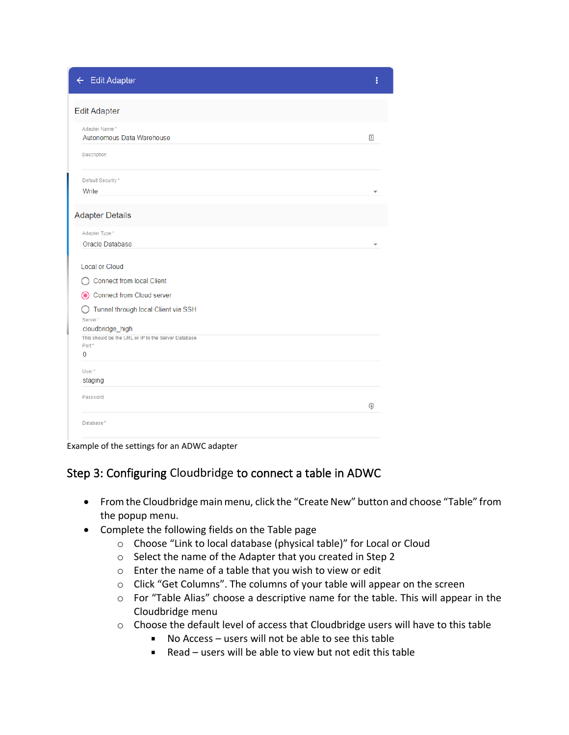Edit Adapter

Edit Adapter

Adapter Name *
Autonomous Data Warehouse

Description

Default Security *
Write

Adapter Details

Adapter Type *
Oracle Database

Local or Cloud

- Connect from local Client
- Connect from Cloud server
- Tunnel through local Client via SSH

Server *
cloudbridge_high
This should be the URL or IP to the Server Database

Port *
0

User *
staging

Password

Database *

Example of the settings for an ADWC adapter

## Step 3: Configuring Cloudbridge to connect a table in ADWC

- From the Cloudbridge main menu, click the "Create New" button and choose "Table" from the popup menu.
- Complete the following fields on the Table page
  - Choose "Link to local database (physical table)" for Local or Cloud
  - Select the name of the Adapter that you created in Step 2
  - Enter the name of a table that you wish to view or edit
  - Click "Get Columns". The columns of your table will appear on the screen
  - For "Table Alias" choose a descriptive name for the table. This will appear in the Cloudbridge menu
  - Choose the default level of access that Cloudbridge users will have to this table
    - No Access – users will not be able to see this table
    - Read – users will be able to view but not edit this table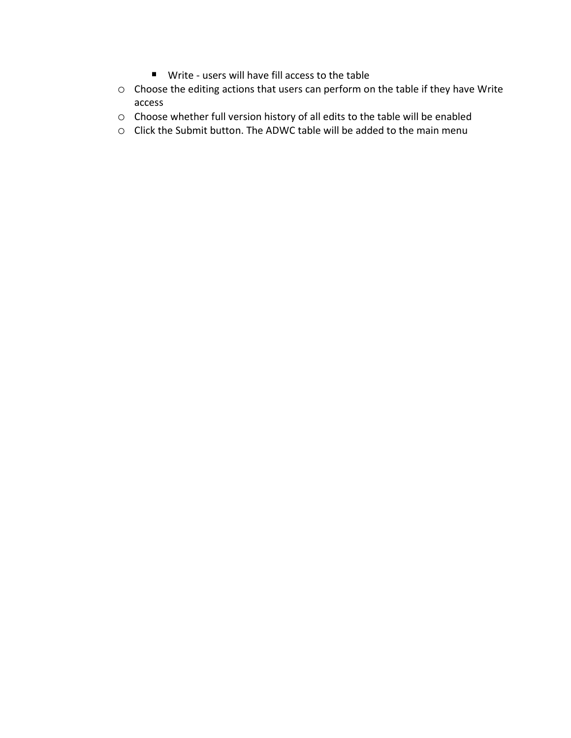- Write - users will have fill access to the table
  - Choose the editing actions that users can perform on the table if they have Write access
  - Choose whether full version history of all edits to the table will be enabled
  - Click the Submit button. The ADWC table will be added to the main menu